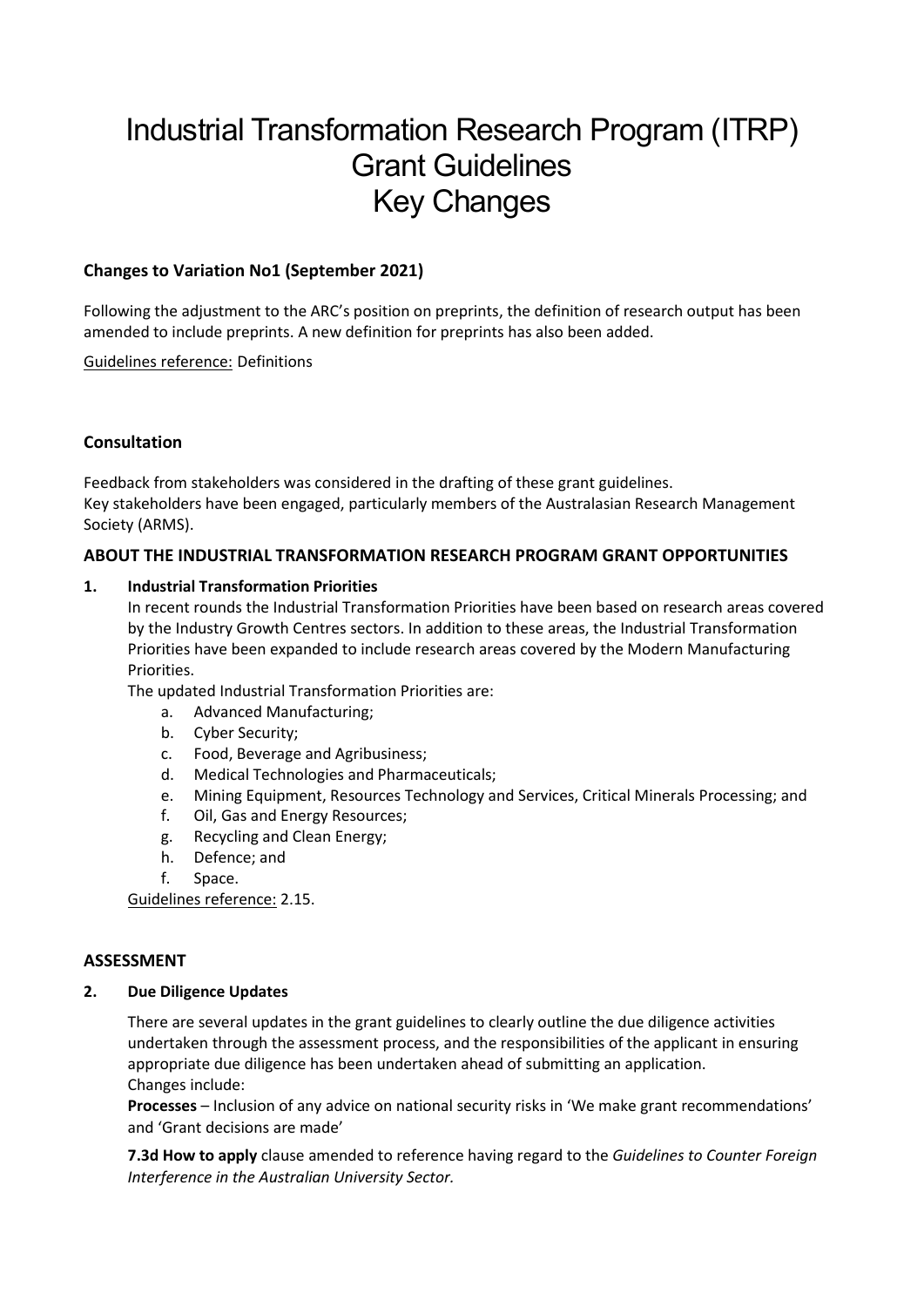# Industrial Transformation Research Program (ITRP) Grant Guidelines Key Changes

**Changes to Variation No1 (September 2021)**

Following the adjustment to the ARC's position on preprints, the definition of research output has been amended to include preprints. A new definition for preprints has also been added.

Guidelines reference: Definitions

**Consultation**

Feedback from stakeholders was considered in the drafting of these grant guidelines.
Key stakeholders have been engaged, particularly members of the Australasian Research Management Society (ARMS).

**ABOUT THE INDUSTRIAL TRANSFORMATION RESEARCH PROGRAM GRANT OPPORTUNITIES**

**1. Industrial Transformation Priorities**

In recent rounds the Industrial Transformation Priorities have been based on research areas covered by the Industry Growth Centres sectors. In addition to these areas, the Industrial Transformation Priorities have been expanded to include research areas covered by the Modern Manufacturing Priorities.

The updated Industrial Transformation Priorities are:

a. Advanced Manufacturing;
b. Cyber Security;
c. Food, Beverage and Agribusiness;
d. Medical Technologies and Pharmaceuticals;
e. Mining Equipment, Resources Technology and Services, Critical Minerals Processing; and
f. Oil, Gas and Energy Resources;
g. Recycling and Clean Energy;
h. Defence; and
f. Space.

Guidelines reference: 2.15.

**ASSESSMENT**

**2. Due Diligence Updates**

There are several updates in the grant guidelines to clearly outline the due diligence activities undertaken through the assessment process, and the responsibilities of the applicant in ensuring appropriate due diligence has been undertaken ahead of submitting an application.
Changes include:

**Processes** – Inclusion of any advice on national security risks in 'We make grant recommendations' and 'Grant decisions are made'

**7.3d How to apply** clause amended to reference having regard to the *Guidelines to Counter Foreign Interference in the Australian University Sector.*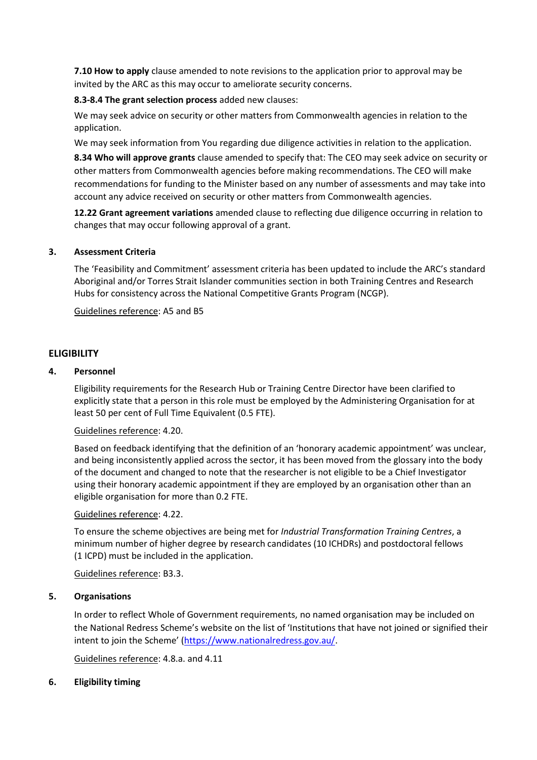**7.10 How to apply** clause amended to note revisions to the application prior to approval may be invited by the ARC as this may occur to ameliorate security concerns.

**8.3-8.4 The grant selection process** added new clauses:

We may seek advice on security or other matters from Commonwealth agencies in relation to the application.

We may seek information from You regarding due diligence activities in relation to the application.

**8.34 Who will approve grants** clause amended to specify that: The CEO may seek advice on security or other matters from Commonwealth agencies before making recommendations. The CEO will make recommendations for funding to the Minister based on any number of assessments and may take into account any advice received on security or other matters from Commonwealth agencies.

**12.22 Grant agreement variations** amended clause to reflecting due diligence occurring in relation to changes that may occur following approval of a grant.

### 3. Assessment Criteria

The 'Feasibility and Commitment' assessment criteria has been updated to include the ARC's standard Aboriginal and/or Torres Strait Islander communities section in both Training Centres and Research Hubs for consistency across the National Competitive Grants Program (NCGP).

Guidelines reference: A5 and B5

## ELIGIBILITY

### 4. Personnel

Eligibility requirements for the Research Hub or Training Centre Director have been clarified to explicitly state that a person in this role must be employed by the Administering Organisation for at least 50 per cent of Full Time Equivalent (0.5 FTE).

Guidelines reference: 4.20.

Based on feedback identifying that the definition of an 'honorary academic appointment' was unclear, and being inconsistently applied across the sector, it has been moved from the glossary into the body of the document and changed to note that the researcher is not eligible to be a Chief Investigator using their honorary academic appointment if they are employed by an organisation other than an eligible organisation for more than 0.2 FTE.

Guidelines reference: 4.22.

To ensure the scheme objectives are being met for *Industrial Transformation Training Centres*, a minimum number of higher degree by research candidates (10 ICHDRs) and postdoctoral fellows (1 ICPD) must be included in the application.

Guidelines reference: B3.3.

### 5. Organisations

In order to reflect Whole of Government requirements, no named organisation may be included on the National Redress Scheme's website on the list of 'Institutions that have not joined or signified their intent to join the Scheme' (https://www.nationalredress.gov.au/.

Guidelines reference: 4.8.a. and 4.11

### 6. Eligibility timing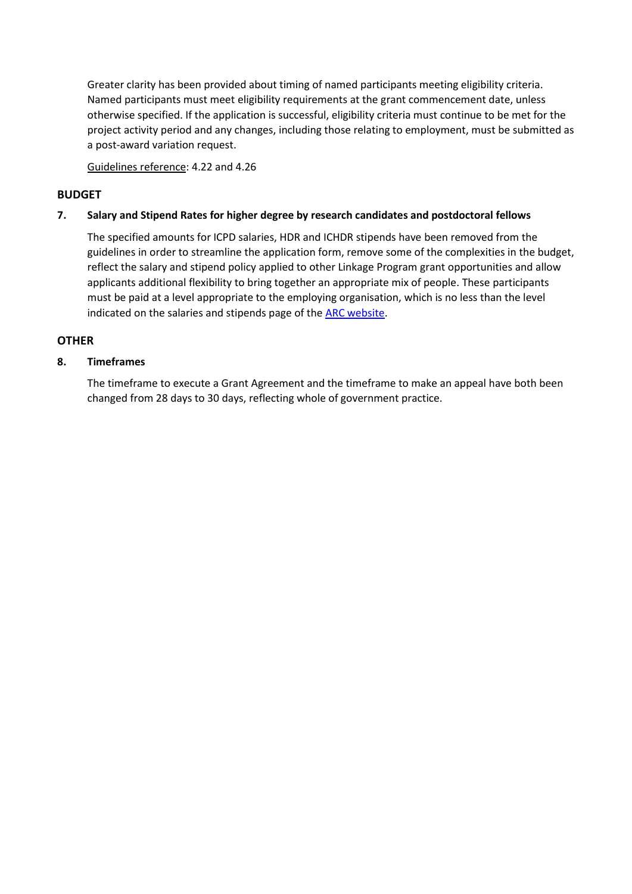Greater clarity has been provided about timing of named participants meeting eligibility criteria. Named participants must meet eligibility requirements at the grant commencement date, unless otherwise specified. If the application is successful, eligibility criteria must continue to be met for the project activity period and any changes, including those relating to employment, must be submitted as a post-award variation request.

Guidelines reference: 4.22 and 4.26

## BUDGET

### 7. Salary and Stipend Rates for higher degree by research candidates and postdoctoral fellows

The specified amounts for ICPD salaries, HDR and ICHDR stipends have been removed from the guidelines in order to streamline the application form, remove some of the complexities in the budget, reflect the salary and stipend policy applied to other Linkage Program grant opportunities and allow applicants additional flexibility to bring together an appropriate mix of people. These participants must be paid at a level appropriate to the employing organisation, which is no less than the level indicated on the salaries and stipends page of the ARC website.

## OTHER

### 8. Timeframes

The timeframe to execute a Grant Agreement and the timeframe to make an appeal have both been changed from 28 days to 30 days, reflecting whole of government practice.